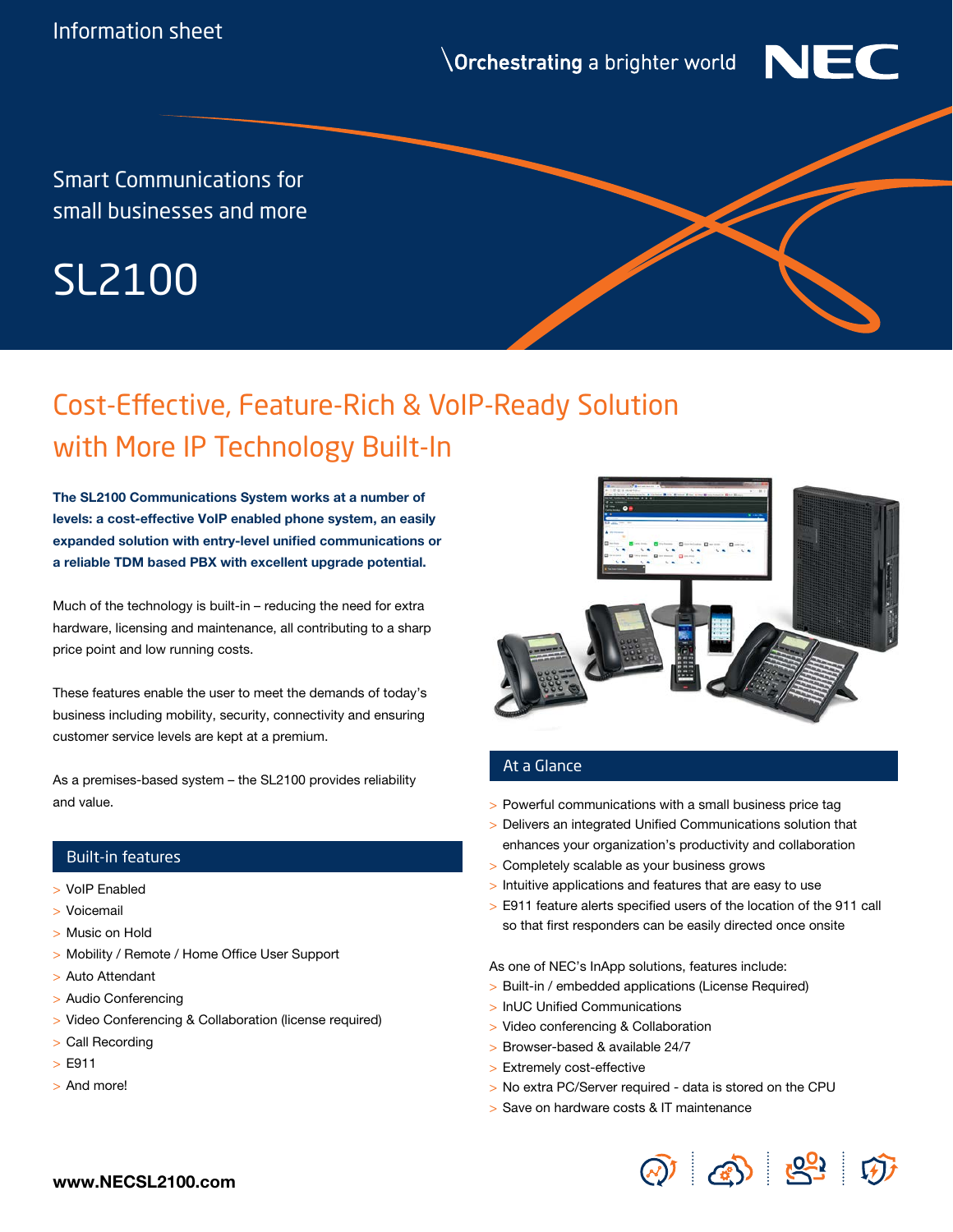Information sheet

\Orchestrating a brighter world

NEC

Smart Communications for small businesses and more

# SL2100

## Cost-Effective, Feature-Rich & VoIP-Ready Solution with More IP Technology Built-In

**The SL2100 Communications System works at a number of levels: a cost-effective VoIP enabled phone system, an easily expanded solution with entry-level unified communications or a reliable TDM based PBX with excellent upgrade potential.**

Much of the technology is built-in – reducing the need for extra hardware, licensing and maintenance, all contributing to a sharp price point and low running costs.

These features enable the user to meet the demands of today's business including mobility, security, connectivity and ensuring customer service levels are kept at a premium.

As a premises-based system – the SL2100 provides reliability and value.

### Built-in features

- VoIP Enabled
- Voicemail
- Music on Hold
- Mobility / Remote / Home Office User Support
- Auto Attendant
- Audio Conferencing
- Video Conferencing & Collaboration (license required)
- Call Recording
- E911
- And more!

### At a Glance

- Powerful communications with a small business price tag
- Delivers an integrated Unified Communications solution that enhances your organization's productivity and collaboration
- Completely scalable as your business grows
- Intuitive applications and features that are easy to use
- E911 feature alerts specified users of the location of the 911 call so that first responders can be easily directed once onsite

As one of NEC's InApp solutions, features include:

- Built-in / embedded applications (License Required)
- InUC Unified Communications
- Video conferencing & Collaboration
- Browser-based & available 24/7
- Extremely cost-effective
- No extra PC/Server required - data is stored on the CPU
- Save on hardware costs & IT maintenance

**www.NECSL2100.com**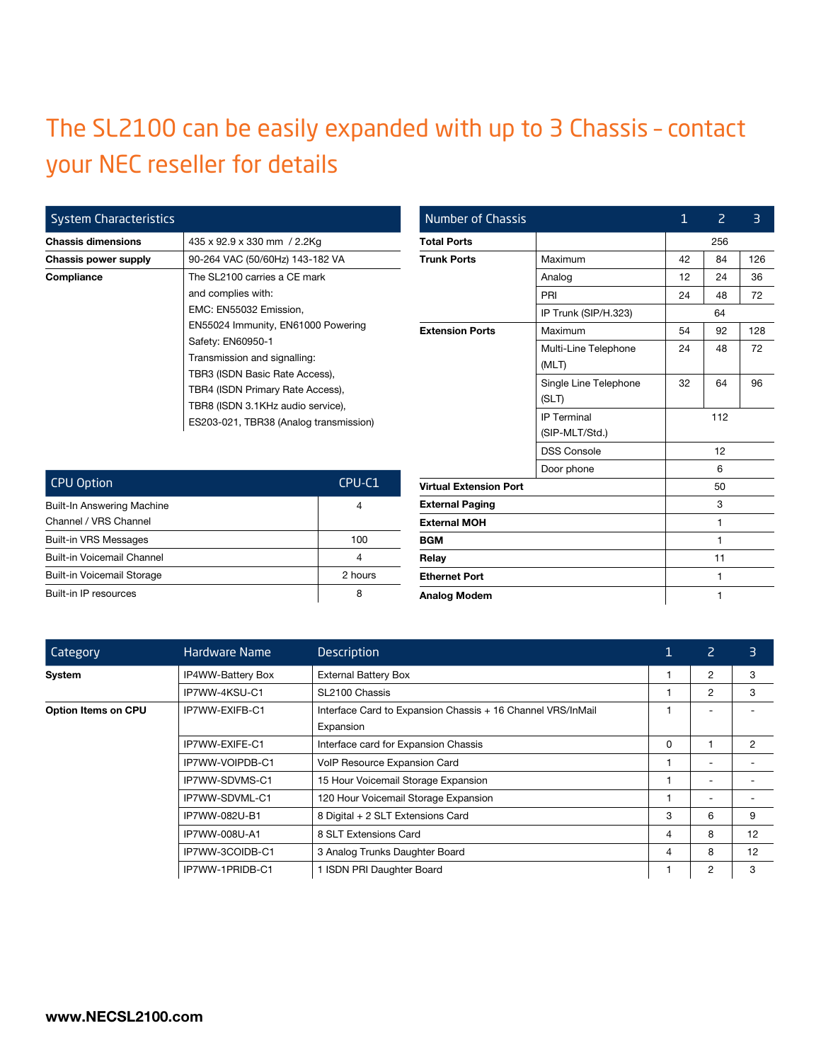# The SL2100 can be easily expanded with up to 3 Chassis - contact your NEC reseller for details

| System Characteristics | |
|---|---|
| **Chassis dimensions** | 435 x 92.9 x 330 mm / 2.2Kg |
| **Chassis power supply** | 90-264 VAC (50/60Hz) 143-182 VA |
| **Compliance** | The SL2100 carries a CE mark and complies with: EMC: EN55032 Emission, EN55024 Immunity, EN61000 Powering Safety: EN60950-1 Transmission and signalling: TBR3 (ISDN Basic Rate Access), TBR4 (ISDN Primary Rate Access), TBR8 (ISDN 3.1KHz audio service), ES203-021, TBR38 (Analog transmission) |

| CPU Option | CPU-C1 |
|---|---|
| Built-In Answering Machine Channel / VRS Channel | 4 |
| Built-in VRS Messages | 100 |
| Built-in Voicemail Channel | 4 |
| Built-in Voicemail Storage | 2 hours |
| Built-in IP resources | 8 |

| Number of Chassis | | 1 | 2 | 3 |
|---|---|---|---|---|
| **Total Ports** | | 256 | | |
| **Trunk Ports** | Maximum | 42 | 84 | 126 |
| | Analog | 12 | 24 | 36 |
| | PRI | 24 | 48 | 72 |
| | IP Trunk (SIP/H.323) | 64 | | |
| **Extension Ports** | Maximum | 54 | 92 | 128 |
| | Multi-Line Telephone (MLT) | 24 | 48 | 72 |
| | Single Line Telephone (SLT) | 32 | 64 | 96 |
| | IP Terminal (SIP-MLT/Std.) | 112 | | |
| | DSS Console | 12 | | |
| | Door phone | 6 | | |
| **Virtual Extension Port** | | 50 | | |
| **External Paging** | | 3 | | |
| **External MOH** | | 1 | | |
| **BGM** | | 1 | | |
| **Relay** | | 11 | | |
| **Ethernet Port** | | 1 | | |
| **Analog Modem** | | 1 | | |

| Category | Hardware Name | Description | 1 | 2 | 3 |
|---|---|---|---|---|---|
| **System** | IP4WW-Battery Box | External Battery Box | 1 | 2 | 3 |
| | IP7WW-4KSU-C1 | SL2100 Chassis | 1 | 2 | 3 |
| **Option Items on CPU** | IP7WW-EXIFB-C1 | Interface Card to Expansion Chassis + 16 Channel VRS/InMail Expansion | 1 | - | - |
| | IP7WW-EXIFE-C1 | Interface card for Expansion Chassis | 0 | 1 | 2 |
| | IP7WW-VOIPDB-C1 | VoIP Resource Expansion Card | 1 | - | - |
| | IP7WW-SDVMS-C1 | 15 Hour Voicemail Storage Expansion | 1 | - | - |
| | IP7WW-SDVML-C1 | 120 Hour Voicemail Storage Expansion | 1 | - | - |
| | IP7WW-082U-B1 | 8 Digital + 2 SLT Extensions Card | 3 | 6 | 9 |
| | IP7WW-008U-A1 | 8 SLT Extensions Card | 4 | 8 | 12 |
| | IP7WW-3COIDB-C1 | 3 Analog Trunks Daughter Board | 4 | 8 | 12 |
| | IP7WW-1PRIDB-C1 | 1 ISDN PRI Daughter Board | 1 | 2 | 3 |

**www.NECSL2100.com**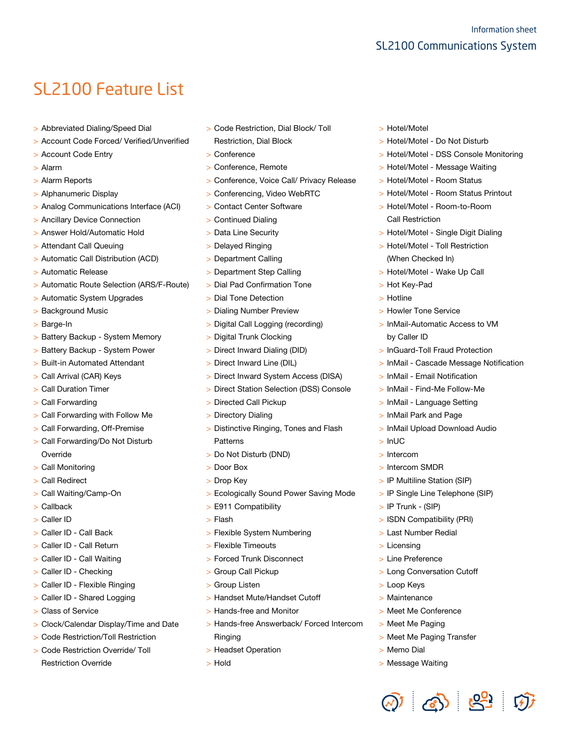# SL2100 Feature List

- Abbreviated Dialing/Speed Dial
- Account Code Forced/ Verified/Unverified
- Account Code Entry
- Alarm
- Alarm Reports
- Alphanumeric Display
- Analog Communications Interface (ACI)
- Ancillary Device Connection
- Answer Hold/Automatic Hold
- Attendant Call Queuing
- Automatic Call Distribution (ACD)
- Automatic Release
- Automatic Route Selection (ARS/F-Route)
- Automatic System Upgrades
- Background Music
- Barge-In
- Battery Backup - System Memory
- Battery Backup - System Power
- Built-in Automated Attendant
- Call Arrival (CAR) Keys
- Call Duration Timer
- Call Forwarding
- Call Forwarding with Follow Me
- Call Forwarding, Off-Premise
- Call Forwarding/Do Not Disturb Override
- Call Monitoring
- Call Redirect
- Call Waiting/Camp-On
- Callback
- Caller ID
- Caller ID - Call Back
- Caller ID - Call Return
- Caller ID - Call Waiting
- Caller ID - Checking
- Caller ID - Flexible Ringing
- Caller ID - Shared Logging
- Class of Service
- Clock/Calendar Display/Time and Date
- Code Restriction/Toll Restriction
- Code Restriction Override/ Toll Restriction Override
- Code Restriction, Dial Block/ Toll Restriction, Dial Block
- Conference
- Conference, Remote
- Conference, Voice Call/ Privacy Release
- Conferencing, Video WebRTC
- Contact Center Software
- Continued Dialing
- Data Line Security
- Delayed Ringing
- Department Calling
- Department Step Calling
- Dial Pad Confirmation Tone
- Dial Tone Detection
- Dialing Number Preview
- Digital Call Logging (recording)
- Digital Trunk Clocking
- Direct Inward Dialing (DID)
- Direct Inward Line (DIL)
- Direct Inward System Access (DISA)
- Direct Station Selection (DSS) Console
- Directed Call Pickup
- Directory Dialing
- Distinctive Ringing, Tones and Flash Patterns
- Do Not Disturb (DND)
- Door Box
- Drop Key
- Ecologically Sound Power Saving Mode
- E911 Compatibility
- Flash
- Flexible System Numbering
- Flexible Timeouts
- Forced Trunk Disconnect
- Group Call Pickup
- Group Listen
- Handset Mute/Handset Cutoff
- Hands-free and Monitor
- Hands-free Answerback/ Forced Intercom Ringing
- Headset Operation
- Hold
- Hotel/Motel
- Hotel/Motel - Do Not Disturb
- Hotel/Motel - DSS Console Monitoring
- Hotel/Motel - Message Waiting
- Hotel/Motel - Room Status
- Hotel/Motel - Room Status Printout
- Hotel/Motel - Room-to-Room Call Restriction
- Hotel/Motel - Single Digit Dialing
- Hotel/Motel - Toll Restriction (When Checked In)
- Hotel/Motel - Wake Up Call
- Hot Key-Pad
- Hotline
- Howler Tone Service
- InMail-Automatic Access to VM by Caller ID
- InGuard-Toll Fraud Protection
- InMail - Cascade Message Notification
- InMail - Email Notification
- InMail - Find-Me Follow-Me
- InMail - Language Setting
- InMail Park and Page
- InMail Upload Download Audio
- InUC
- Intercom
- Intercom SMDR
- IP Multiline Station (SIP)
- IP Single Line Telephone (SIP)
- IP Trunk - (SIP)
- ISDN Compatibility (PRI)
- Last Number Redial
- Licensing
- Line Preference
- Long Conversation Cutoff
- Loop Keys
- Maintenance
- Meet Me Conference
- Meet Me Paging
- Meet Me Paging Transfer
- Memo Dial
- Message Waiting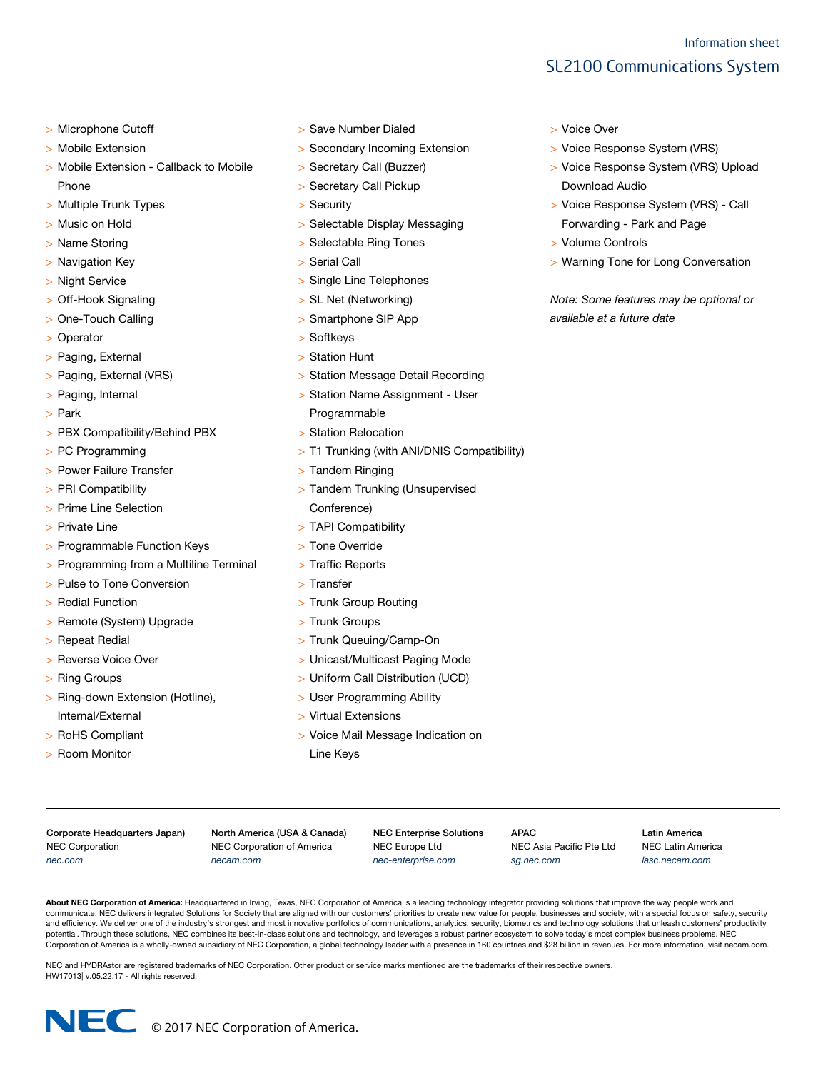- Microphone Cutoff
- Mobile Extension
- Mobile Extension - Callback to Mobile Phone
- Multiple Trunk Types
- Music on Hold
- Name Storing
- Navigation Key
- Night Service
- Off-Hook Signaling
- One-Touch Calling
- Operator
- Paging, External
- Paging, External (VRS)
- Paging, Internal
- Park
- PBX Compatibility/Behind PBX
- PC Programming
- Power Failure Transfer
- PRI Compatibility
- Prime Line Selection
- Private Line
- Programmable Function Keys
- Programming from a Multiline Terminal
- Pulse to Tone Conversion
- Redial Function
- Remote (System) Upgrade
- Repeat Redial
- Reverse Voice Over
- Ring Groups
- Ring-down Extension (Hotline), Internal/External
- RoHS Compliant
- Room Monitor
- Save Number Dialed
- Secondary Incoming Extension
- Secretary Call (Buzzer)
- Secretary Call Pickup
- Security
- Selectable Display Messaging
- Selectable Ring Tones
- Serial Call
- Single Line Telephones
- SL Net (Networking)
- Smartphone SIP App
- Softkeys
- Station Hunt
- Station Message Detail Recording
- Station Name Assignment - User Programmable
- Station Relocation
- T1 Trunking (with ANI/DNIS Compatibility)
- Tandem Ringing
- Tandem Trunking (Unsupervised Conference)
- TAPI Compatibility
- Tone Override
- Traffic Reports
- Transfer
- Trunk Group Routing
- Trunk Groups
- Trunk Queuing/Camp-On
- Unicast/Multicast Paging Mode
- Uniform Call Distribution (UCD)
- User Programming Ability
- Virtual Extensions
- Voice Mail Message Indication on Line Keys
- Voice Over
- Voice Response System (VRS)
- Voice Response System (VRS) Upload Download Audio
- Voice Response System (VRS) - Call Forwarding - Park and Page
- Volume Controls
- Warning Tone for Long Conversation

*Note: Some features may be optional or available at a future date*

---

**Corporate Headquarters Japan)**
NEC Corporation
*nec.com*

**North America (USA & Canada)**
NEC Corporation of America
*necam.com*

**NEC Enterprise Solutions**
NEC Europe Ltd
*nec-enterprise.com*

**APAC**
NEC Asia Pacific Pte Ltd
*sg.nec.com*

**Latin America**
NEC Latin America
*lasc.necam.com*

**About NEC Corporation of America:** Headquartered in Irving, Texas, NEC Corporation of America is a leading technology integrator providing solutions that improve the way people work and communicate. NEC delivers integrated Solutions for Society that are aligned with our customers' priorities to create new value for people, businesses and society, with a special focus on safety, security and efficiency. We deliver one of the industry's strongest and most innovative portfolios of communications, analytics, security, biometrics and technology solutions that unleash customers' productivity potential. Through these solutions, NEC combines its best-in-class solutions and technology, and leverages a robust partner ecosystem to solve today's most complex business problems. NEC Corporation of America is a wholly-owned subsidiary of NEC Corporation, a global technology leader with a presence in 160 countries and $28 billion in revenues. For more information, visit necam.com.

NEC and HYDRAstor are registered trademarks of NEC Corporation. Other product or service marks mentioned are the trademarks of their respective owners.
HW17013| v.05.22.17 - All rights reserved.

NEC © 2017 NEC Corporation of America.